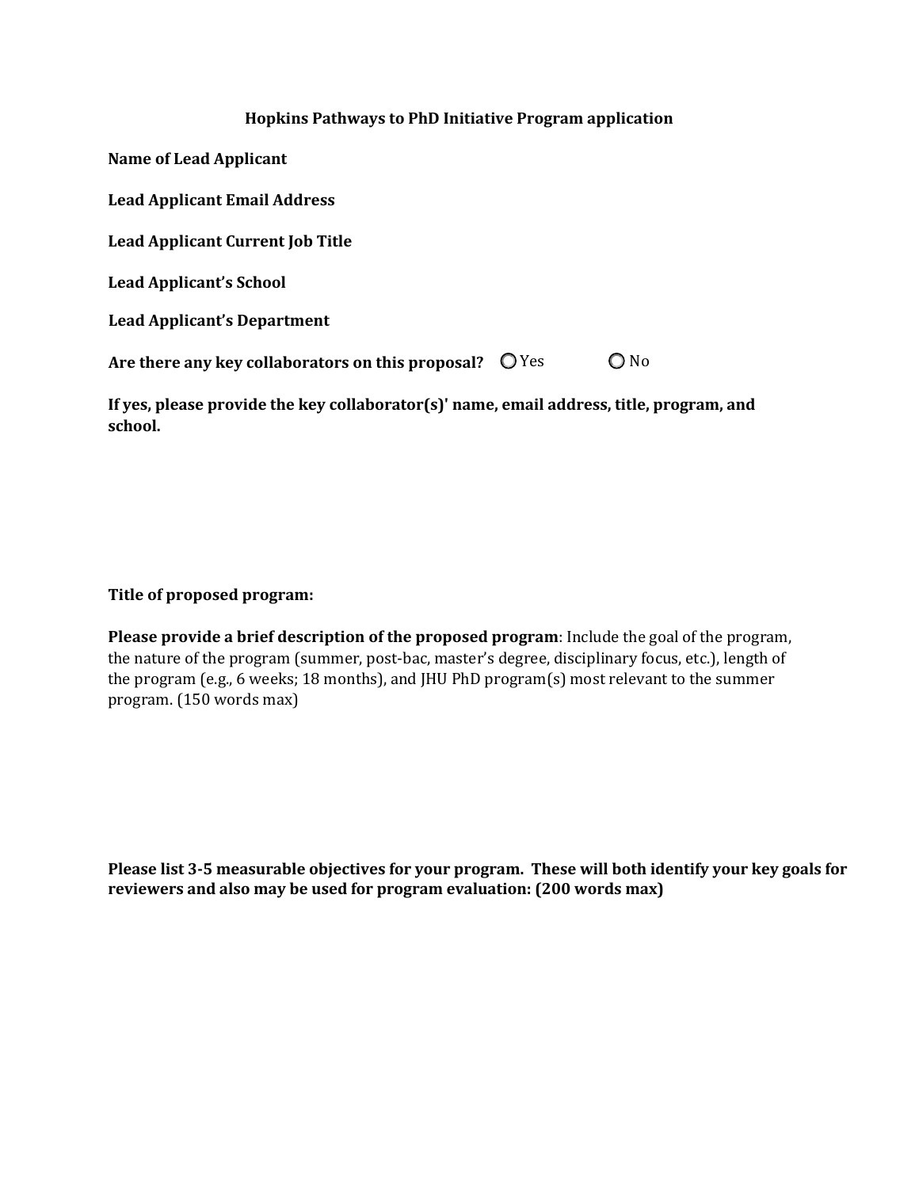# Hopkins Pathways to PhD Initiative Program application

**Name of Lead Applicant**

**Lead Applicant Email Address**

**Lead Applicant Current Job Title**

**Lead Applicant's School**

**Lead Applicant's Department**

**Are there any key collaborators on this proposal?** ○ Yes ○ No

**If yes, please provide the key collaborator(s)' name, email address, title, program, and school.**

**Title of proposed program:**

**Please provide a brief description of the proposed program**: Include the goal of the program, the nature of the program (summer, post-bac, master's degree, disciplinary focus, etc.), length of the program (e.g., 6 weeks; 18 months), and JHU PhD program(s) most relevant to the summer program. (150 words max)

**Please list 3-5 measurable objectives for your program. These will both identify your key goals for reviewers and also may be used for program evaluation: (200 words max)**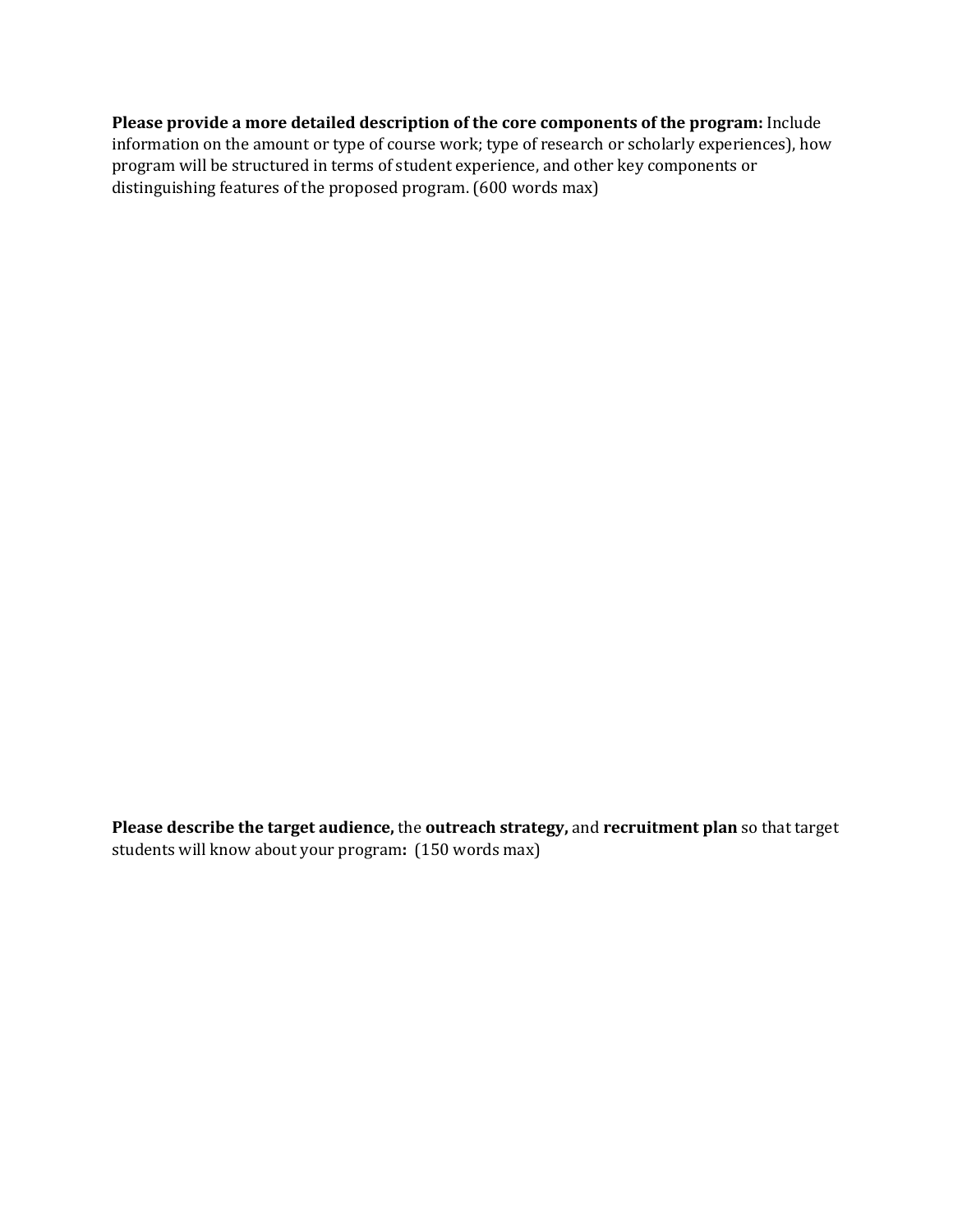**Please provide a more detailed description of the core components of the program:** Include information on the amount or type of course work; type of research or scholarly experiences), how program will be structured in terms of student experience, and other key components or distinguishing features of the proposed program. (600 words max)

**Please describe the target audience,** the **outreach strategy,** and **recruitment plan** so that target students will know about your program**:** (150 words max)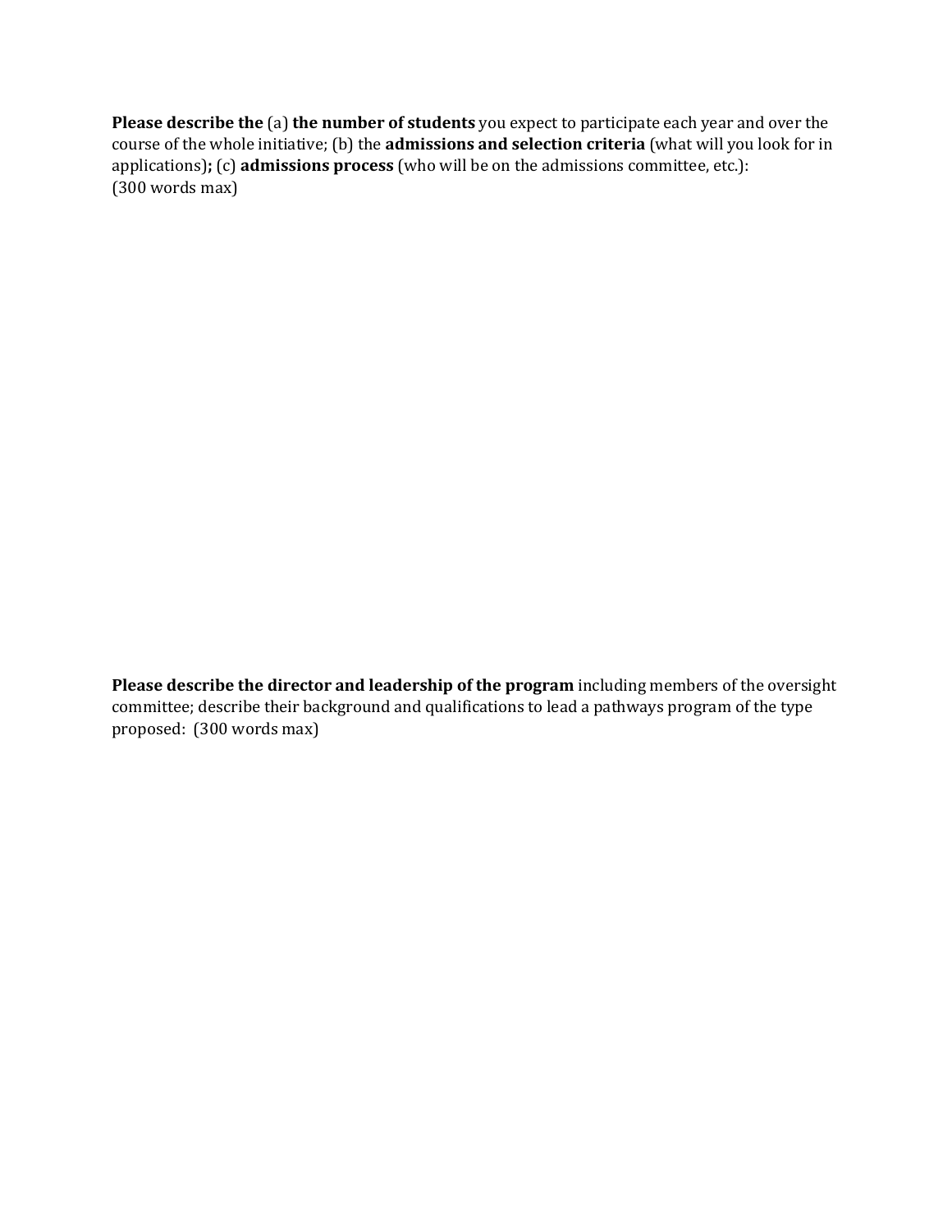**Please describe the** (a) **the number of students** you expect to participate each year and over the course of the whole initiative; (b) the **admissions and selection criteria** (what will you look for in applications)**;** (c) **admissions process** (who will be on the admissions committee, etc.): (300 words max)

**Please describe the director and leadership of the program** including members of the oversight committee; describe their background and qualifications to lead a pathways program of the type proposed: (300 words max)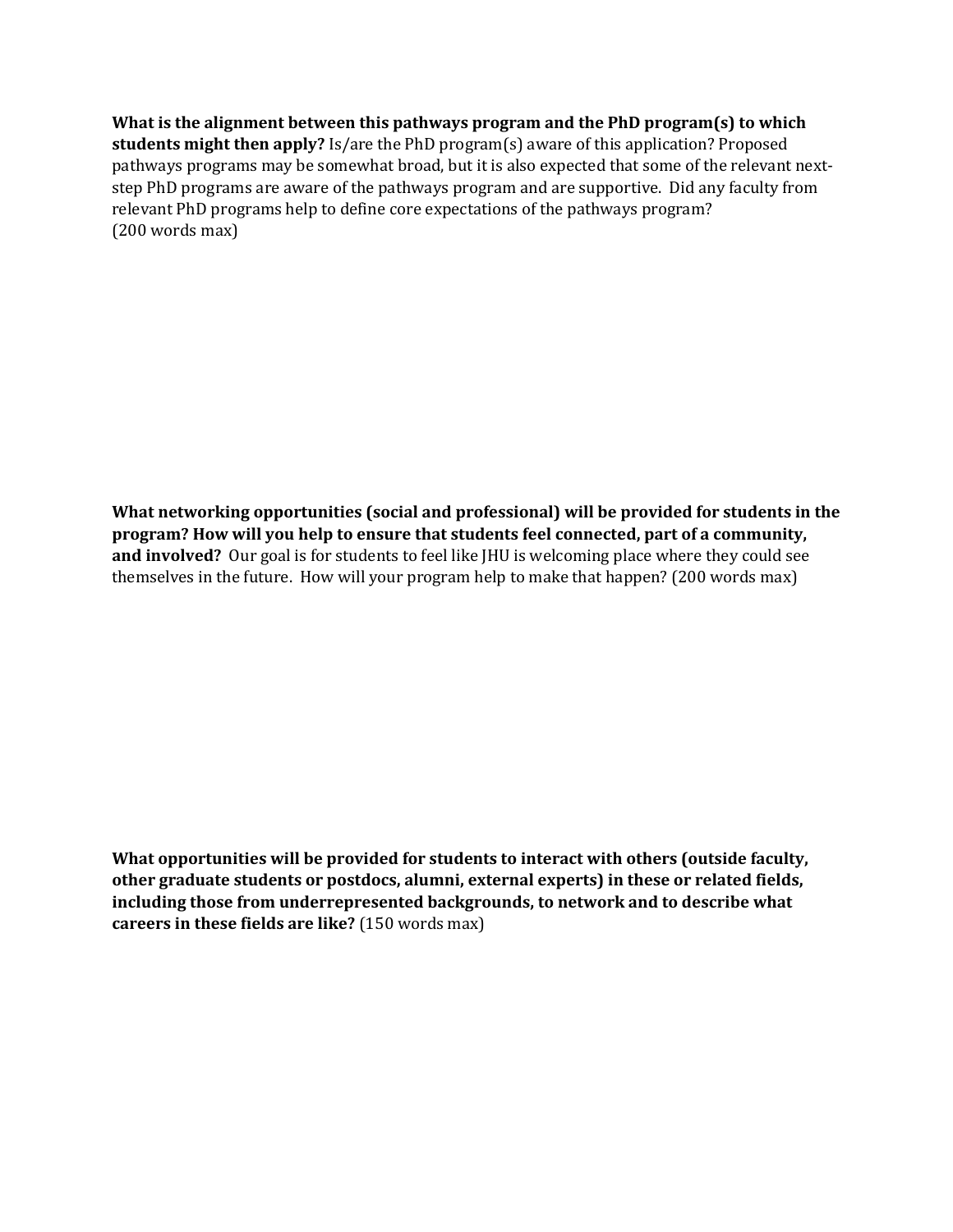**What is the alignment between this pathways program and the PhD program(s) to which students might then apply?** Is/are the PhD program(s) aware of this application? Proposed pathways programs may be somewhat broad, but it is also expected that some of the relevant next-step PhD programs are aware of the pathways program and are supportive. Did any faculty from relevant PhD programs help to define core expectations of the pathways program? (200 words max)

**What networking opportunities (social and professional) will be provided for students in the program? How will you help to ensure that students feel connected, part of a community, and involved?** Our goal is for students to feel like JHU is welcoming place where they could see themselves in the future. How will your program help to make that happen? (200 words max)

**What opportunities will be provided for students to interact with others (outside faculty, other graduate students or postdocs, alumni, external experts) in these or related fields, including those from underrepresented backgrounds, to network and to describe what careers in these fields are like?** (150 words max)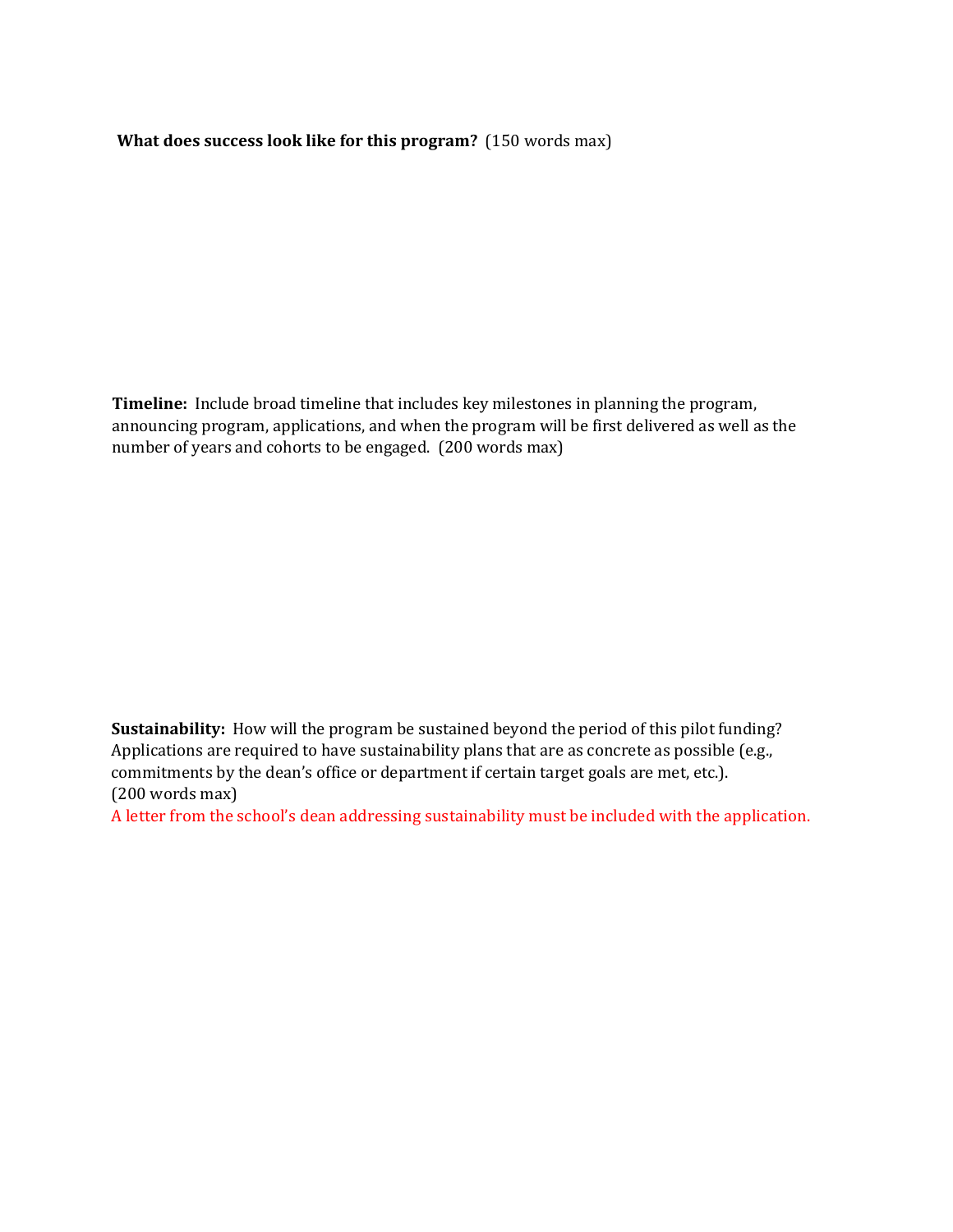**What does success look like for this program?** (150 words max)

**Timeline:** Include broad timeline that includes key milestones in planning the program, announcing program, applications, and when the program will be first delivered as well as the number of years and cohorts to be engaged. (200 words max)

**Sustainability:** How will the program be sustained beyond the period of this pilot funding? Applications are required to have sustainability plans that are as concrete as possible (e.g., commitments by the dean's office or department if certain target goals are met, etc.). (200 words max)

A letter from the school's dean addressing sustainability must be included with the application.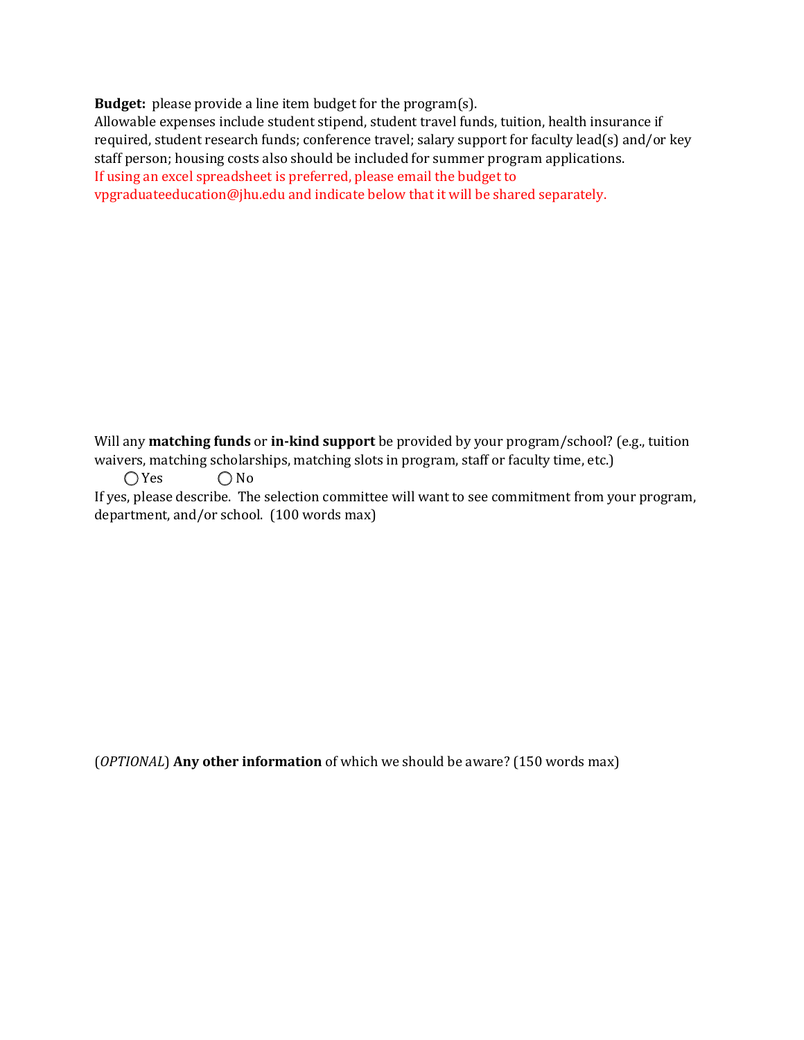**Budget:** please provide a line item budget for the program(s).
Allowable expenses include student stipend, student travel funds, tuition, health insurance if required, student research funds; conference travel; salary support for faculty lead(s) and/or key staff person; housing costs also should be included for summer program applications.
If using an excel spreadsheet is preferred, please email the budget to vpgraduateeducation@jhu.edu and indicate below that it will be shared separately.

Will any **matching funds** or **in-kind support** be provided by your program/school? (e.g., tuition waivers, matching scholarships, matching slots in program, staff or faculty time, etc.)

◯ Yes ◯ No

If yes, please describe. The selection committee will want to see commitment from your program, department, and/or school. (100 words max)

(*OPTIONAL*) **Any other information** of which we should be aware? (150 words max)